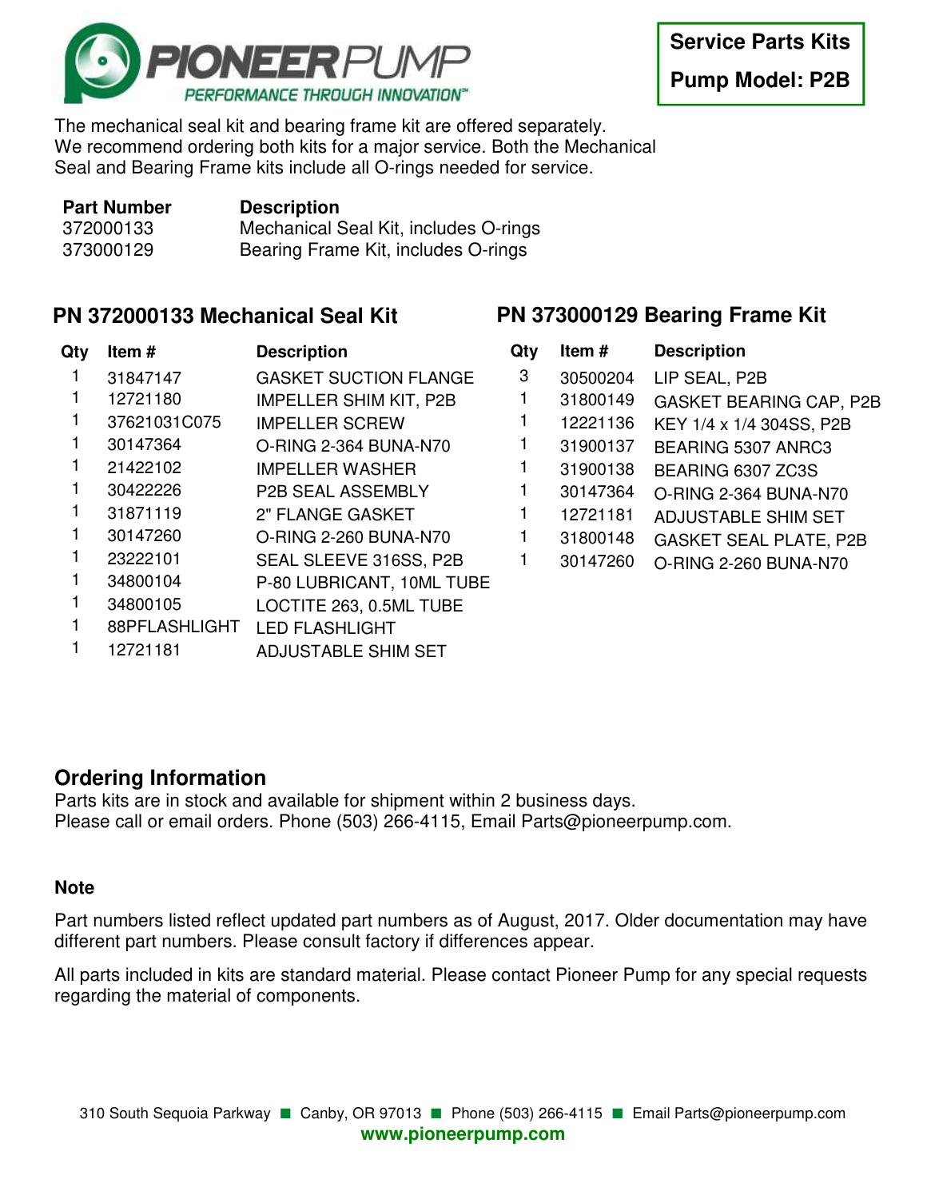PIONEER PUMP

PERFORMANCE THROUGH INNOVATION™

**Service Parts Kits**

**Pump Model: P2B**

The mechanical seal kit and bearing frame kit are offered separately.
We recommend ordering both kits for a major service. Both the Mechanical Seal and Bearing Frame kits include all O-rings needed for service.

| Part Number | Description |
|---|---|
| 372000133 | Mechanical Seal Kit, includes O-rings |
| 373000129 | Bearing Frame Kit, includes O-rings |

## PN 372000133 Mechanical Seal Kit

| Qty | Item # | Description |
|---|---|---|
| 1 | 31847147 | GASKET SUCTION FLANGE |
| 1 | 12721180 | IMPELLER SHIM KIT, P2B |
| 1 | 37621031C075 | IMPELLER SCREW |
| 1 | 30147364 | O-RING 2-364 BUNA-N70 |
| 1 | 21422102 | IMPELLER WASHER |
| 1 | 30422226 | P2B SEAL ASSEMBLY |
| 1 | 31871119 | 2" FLANGE GASKET |
| 1 | 30147260 | O-RING 2-260 BUNA-N70 |
| 1 | 23222101 | SEAL SLEEVE 316SS, P2B |
| 1 | 34800104 | P-80 LUBRICANT, 10ML TUBE |
| 1 | 34800105 | LOCTITE 263, 0.5ML TUBE |
| 1 | 88PFLASHLIGHT | LED FLASHLIGHT |
| 1 | 12721181 | ADJUSTABLE SHIM SET |

## PN 373000129 Bearing Frame Kit

| Qty | Item # | Description |
|---|---|---|
| 3 | 30500204 | LIP SEAL, P2B |
| 1 | 31800149 | GASKET BEARING CAP, P2B |
| 1 | 12221136 | KEY 1/4 x 1/4 304SS, P2B |
| 1 | 31900137 | BEARING 5307 ANRC3 |
| 1 | 31900138 | BEARING 6307 ZC3S |
| 1 | 30147364 | O-RING 2-364 BUNA-N70 |
| 1 | 12721181 | ADJUSTABLE SHIM SET |
| 1 | 31800148 | GASKET SEAL PLATE, P2B |
| 1 | 30147260 | O-RING 2-260 BUNA-N70 |

## Ordering Information

Parts kits are in stock and available for shipment within 2 business days.
Please call or email orders. Phone (503) 266-4115, Email Parts@pioneerpump.com.

### Note

Part numbers listed reflect updated part numbers as of August, 2017. Older documentation may have different part numbers. Please consult factory if differences appear.

All parts included in kits are standard material. Please contact Pioneer Pump for any special requests regarding the material of components.

310 South Sequoia Parkway ■ Canby, OR 97013 ■ Phone (503) 266-4115 ■ Email Parts@pioneerpump.com
www.pioneerpump.com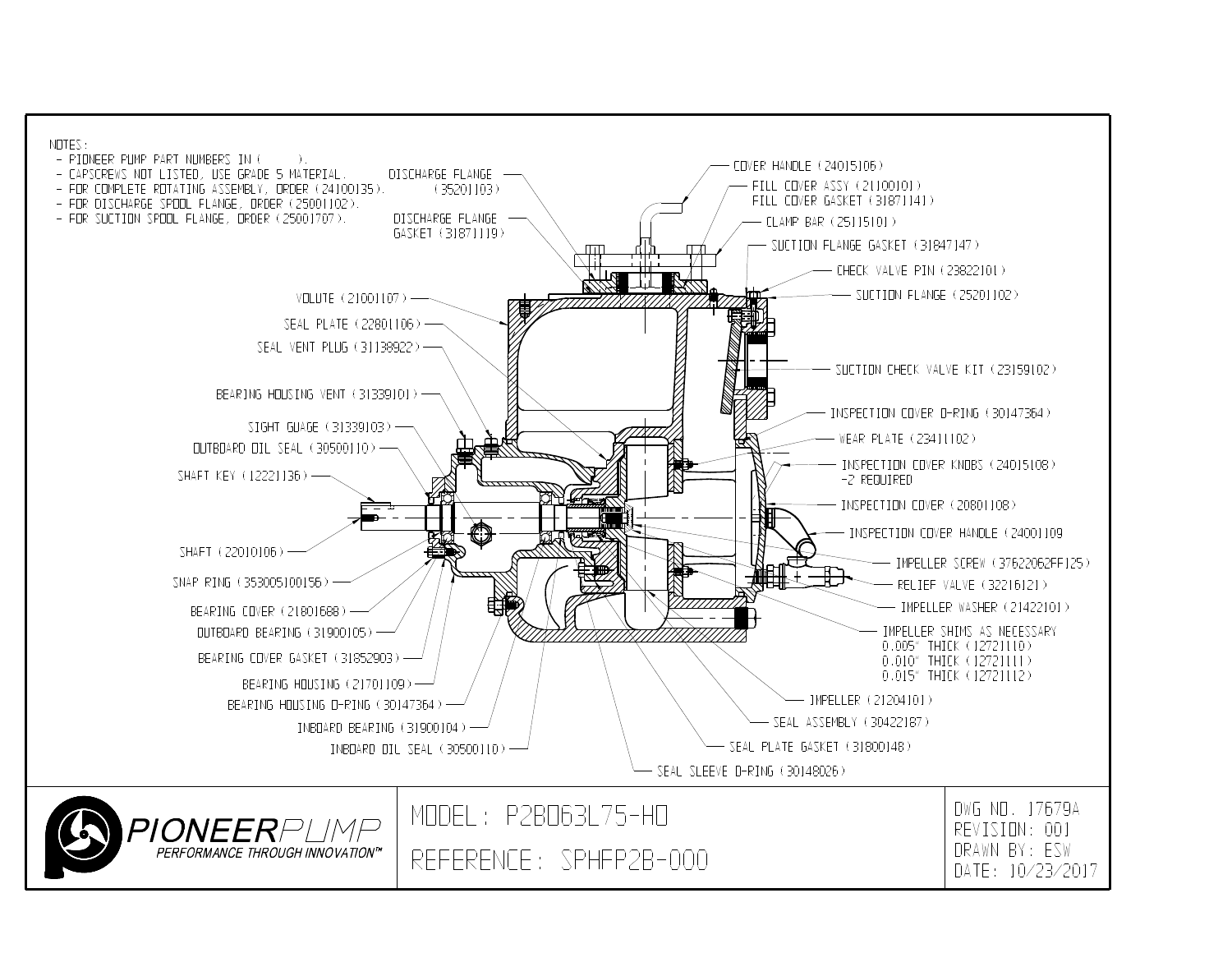NOTES:

- PIONEER PUMP PART NUMBERS IN ( ).
- CAPSCREWS NOT LISTED, USE GRADE 5 MATERIAL.
- FOR COMPLETE ROTATING ASSEMBLY, ORDER (24100135).
- FOR DISCHARGE SPOOL FLANGE, ORDER (25001102).
- FOR SUCTION SPOOL FLANGE, ORDER (25001707).

DISCHARGE FLANGE (35201103)

DISCHARGE FLANGE GASKET (31871119)

COVER HANDLE (24015106)

FILL COVER ASSY (21100101)

FILL COVER GASKET (31871141)

CLAMP BAR (25115101)

SUCTION FLANGE GASKET (31847147)

CHECK VALVE PIN (23822101)

SUCTION FLANGE (25201102)

SUCTION CHECK VALVE KIT (23159102)

INSPECTION COVER O-RING (30147364)

WEAR PLATE (23411102)

INSPECTION COVER KNOBS (24015108) -2 REQUIRED

INSPECTION COVER (20801108)

INSPECTION COVER HANDLE (24001109)

IMPELLER SCREW (37622062FF125)

RELIEF VALVE (32216121)

IMPELLER WASHER (21422101)

IMPELLER SHIMS AS NECESSARY
0.005" THICK (12721110)
0.010" THICK (12721111)
0.015" THICK (12721112)

IMPELLER (21204101)

SEAL ASSEMBLY (30422187)

SEAL PLATE GASKET (31800148)

SEAL SLEEVE O-RING (30148026)

VOLUTE (21001107)

SEAL PLATE (22801106)

SEAL VENT PLUG (31138922)

BEARING HOUSING VENT (31339101)

SIGHT GUAGE (31339103)

OUTBOARD OIL SEAL (30500110)

SHAFT KEY (12221136)

SHAFT (22010106)

SNAP RING (353005100156)

BEARING COVER (21801688)

OUTBOARD BEARING (31900105)

BEARING COVER GASKET (31852903)

BEARING HOUSING (21701109)

BEARING HOUSING O-RING (30147364)

INBOARD BEARING (31900104)

INBOARD OIL SEAL (30500110)

PIONEERPUMP
PERFORMANCE THROUGH INNOVATION™

MODEL: P2B063L75-HD

REFERENCE: SPHFP2B-000

DWG NO. 17679A
REVISION: 001
DRAWN BY: ESW
DATE: 10/23/2017